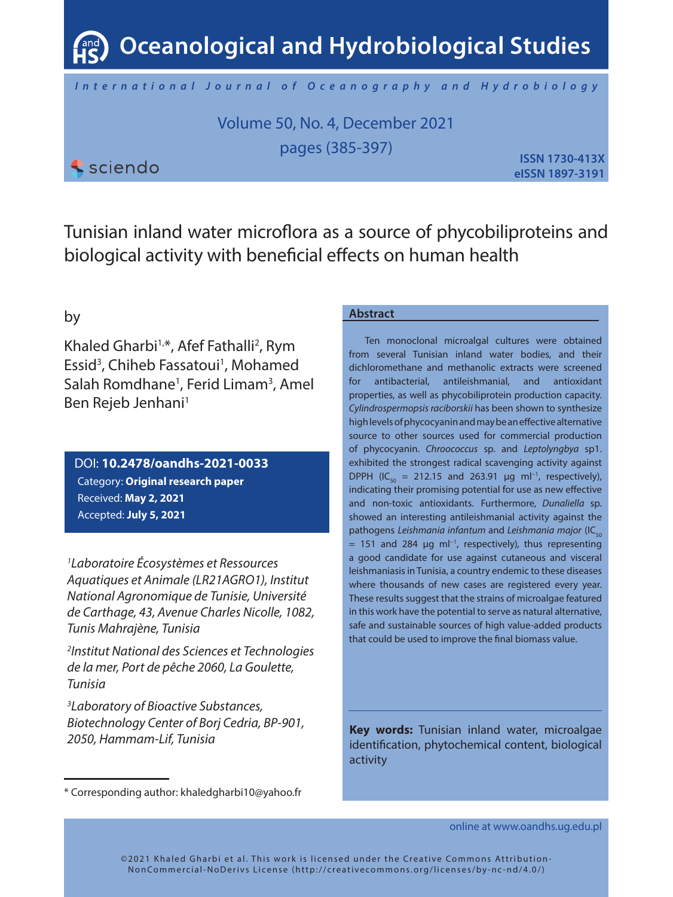# Tunisian inland water microflora as a source of phycobiliproteins and biological activity with beneficial effects on human health

by

Khaled Gharbi[1,*], Afef Fathalli[2], Rym Essid[3], Chiheb Fassatoui[1], Mohamed Salah Romdhane[1], Ferid Limam[3], Amel Ben Rejeb Jenhani[1]

DOI: **10.2478/oandhs-2021-0033**
Category: **Original research paper**
Received: **May 2, 2021**
Accepted: **July 5, 2021**

[1]*Laboratoire Écosystèmes et Ressources Aquatiques et Animale (LR21AGRO1), Institut National Agronomique de Tunisie, Université de Carthage, 43, Avenue Charles Nicolle, 1082, Tunis Mahrajène, Tunisia*

[2]*Institut National des Sciences et Technologies de la mer, Port de pêche 2060, La Goulette, Tunisia*

[3]*Laboratory of Bioactive Substances, Biotechnology Center of Borj Cedria, BP-901, 2050, Hammam-Lif, Tunisia*

\* Corresponding author: khaledgharbi10@yahoo.fr

## Abstract

Ten monoclonal microalgal cultures were obtained from several Tunisian inland water bodies, and their dichloromethane and methanolic extracts were screened for antibacterial, antileishmanial, and antioxidant properties, as well as phycobiliprotein production capacity. *Cylindrospermopsis raciborskii* has been shown to synthesize high levels of phycocyanin and may be an effective alternative source to other sources used for commercial production of phycocyanin. *Chroococcus* sp. and *Leptolyngbya* sp1. exhibited the strongest radical scavenging activity against DPPH ($IC_{50}$ = 212.15 and 263.91 μg $ml^{-1}$, respectively), indicating their promising potential for use as new effective and non-toxic antioxidants. Furthermore, *Dunaliella* sp. showed an interesting antileishmanial activity against the pathogens *Leishmania infantum* and *Leishmania major* ($IC_{50}$ = 151 and 284 μg $ml^{-1}$, respectively), thus representing a good candidate for use against cutaneous and visceral leishmaniasis in Tunisia, a country endemic to these diseases where thousands of new cases are registered every year. These results suggest that the strains of microalgae featured in this work have the potential to serve as natural alternative, safe and sustainable sources of high value-added products that could be used to improve the final biomass value.

**Key words:** Tunisian inland water, microalgae identification, phytochemical content, biological activity

©2021 Khaled Gharbi et al. This work is licensed under the Creative Commons Attribution-NonCommercial-NoDerivs License (http://creativecommons.org/licenses/by-nc-nd/4.0/)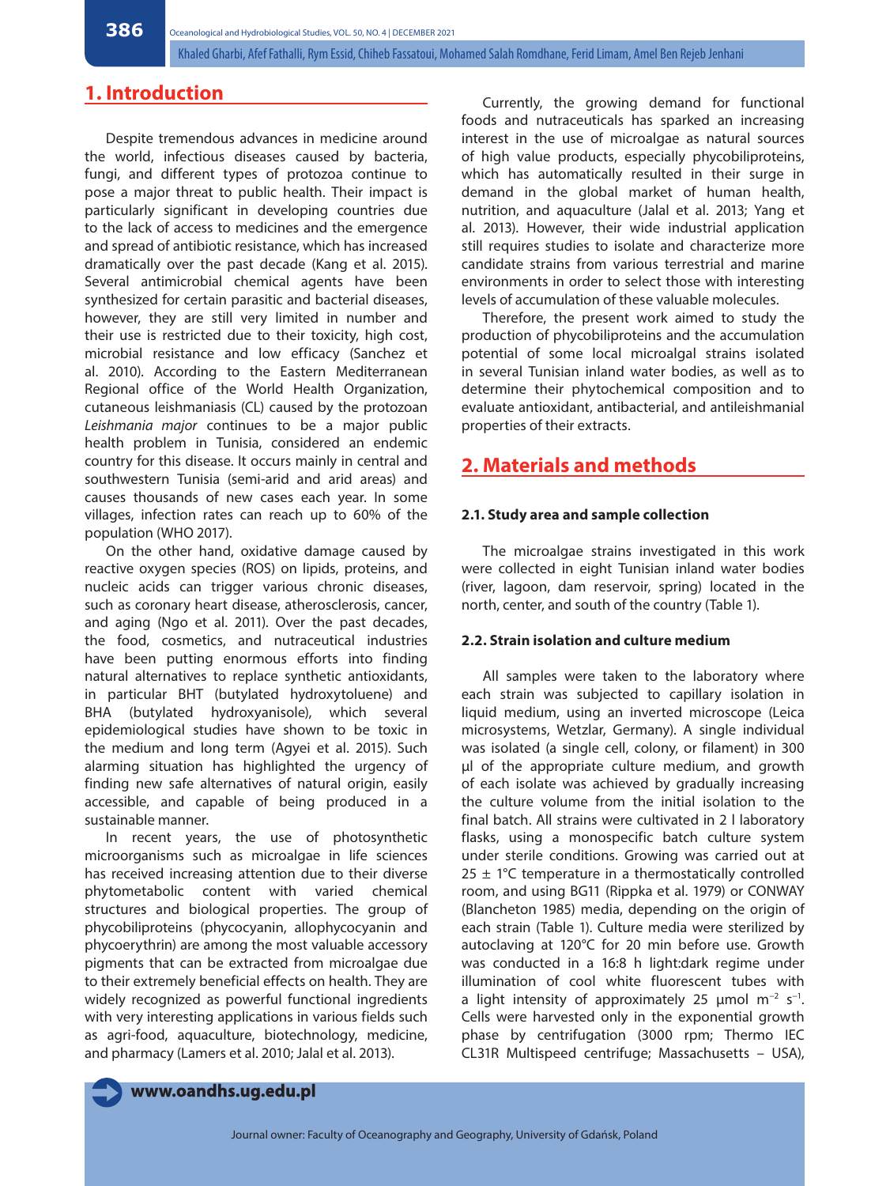## 1. Introduction

Despite tremendous advances in medicine around the world, infectious diseases caused by bacteria, fungi, and different types of protozoa continue to pose a major threat to public health. Their impact is particularly significant in developing countries due to the lack of access to medicines and the emergence and spread of antibiotic resistance, which has increased dramatically over the past decade (Kang et al. 2015). Several antimicrobial chemical agents have been synthesized for certain parasitic and bacterial diseases, however, they are still very limited in number and their use is restricted due to their toxicity, high cost, microbial resistance and low efficacy (Sanchez et al. 2010). According to the Eastern Mediterranean Regional office of the World Health Organization, cutaneous leishmaniasis (CL) caused by the protozoan *Leishmania major* continues to be a major public health problem in Tunisia, considered an endemic country for this disease. It occurs mainly in central and southwestern Tunisia (semi-arid and arid areas) and causes thousands of new cases each year. In some villages, infection rates can reach up to 60% of the population (WHO 2017).

On the other hand, oxidative damage caused by reactive oxygen species (ROS) on lipids, proteins, and nucleic acids can trigger various chronic diseases, such as coronary heart disease, atherosclerosis, cancer, and aging (Ngo et al. 2011). Over the past decades, the food, cosmetics, and nutraceutical industries have been putting enormous efforts into finding natural alternatives to replace synthetic antioxidants, in particular BHT (butylated hydroxytoluene) and BHA (butylated hydroxyanisole), which several epidemiological studies have shown to be toxic in the medium and long term (Agyei et al. 2015). Such alarming situation has highlighted the urgency of finding new safe alternatives of natural origin, easily accessible, and capable of being produced in a sustainable manner.

In recent years, the use of photosynthetic microorganisms such as microalgae in life sciences has received increasing attention due to their diverse phytometabolic content with varied chemical structures and biological properties. The group of phycobiliproteins (phycocyanin, allophycocyanin and phycoerythrin) are among the most valuable accessory pigments that can be extracted from microalgae due to their extremely beneficial effects on health. They are widely recognized as powerful functional ingredients with very interesting applications in various fields such as agri-food, aquaculture, biotechnology, medicine, and pharmacy (Lamers et al. 2010; Jalal et al. 2013).

Currently, the growing demand for functional foods and nutraceuticals has sparked an increasing interest in the use of microalgae as natural sources of high value products, especially phycobiliproteins, which has automatically resulted in their surge in demand in the global market of human health, nutrition, and aquaculture (Jalal et al. 2013; Yang et al. 2013). However, their wide industrial application still requires studies to isolate and characterize more candidate strains from various terrestrial and marine environments in order to select those with interesting levels of accumulation of these valuable molecules.

Therefore, the present work aimed to study the production of phycobiliproteins and the accumulation potential of some local microalgal strains isolated in several Tunisian inland water bodies, as well as to determine their phytochemical composition and to evaluate antioxidant, antibacterial, and antileishmanial properties of their extracts.

## 2. Materials and methods

### 2.1. Study area and sample collection

The microalgae strains investigated in this work were collected in eight Tunisian inland water bodies (river, lagoon, dam reservoir, spring) located in the north, center, and south of the country (Table 1).

### 2.2. Strain isolation and culture medium

All samples were taken to the laboratory where each strain was subjected to capillary isolation in liquid medium, using an inverted microscope (Leica microsystems, Wetzlar, Germany). A single individual was isolated (a single cell, colony, or filament) in 300 µl of the appropriate culture medium, and growth of each isolate was achieved by gradually increasing the culture volume from the initial isolation to the final batch. All strains were cultivated in 2 l laboratory flasks, using a monospecific batch culture system under sterile conditions. Growing was carried out at 25 ± 1°C temperature in a thermostatically controlled room, and using BG11 (Rippka et al. 1979) or CONWAY (Blancheton 1985) media, depending on the origin of each strain (Table 1). Culture media were sterilized by autoclaving at 120°C for 20 min before use. Growth was conducted in a 16:8 h light:dark regime under illumination of cool white fluorescent tubes with a light intensity of approximately 25 µmol $m^{-2}$ $s^{-1}$. Cells were harvested only in the exponential growth phase by centrifugation (3000 rpm; Thermo IEC CL31R Multispeed centrifuge; Massachusetts – USA),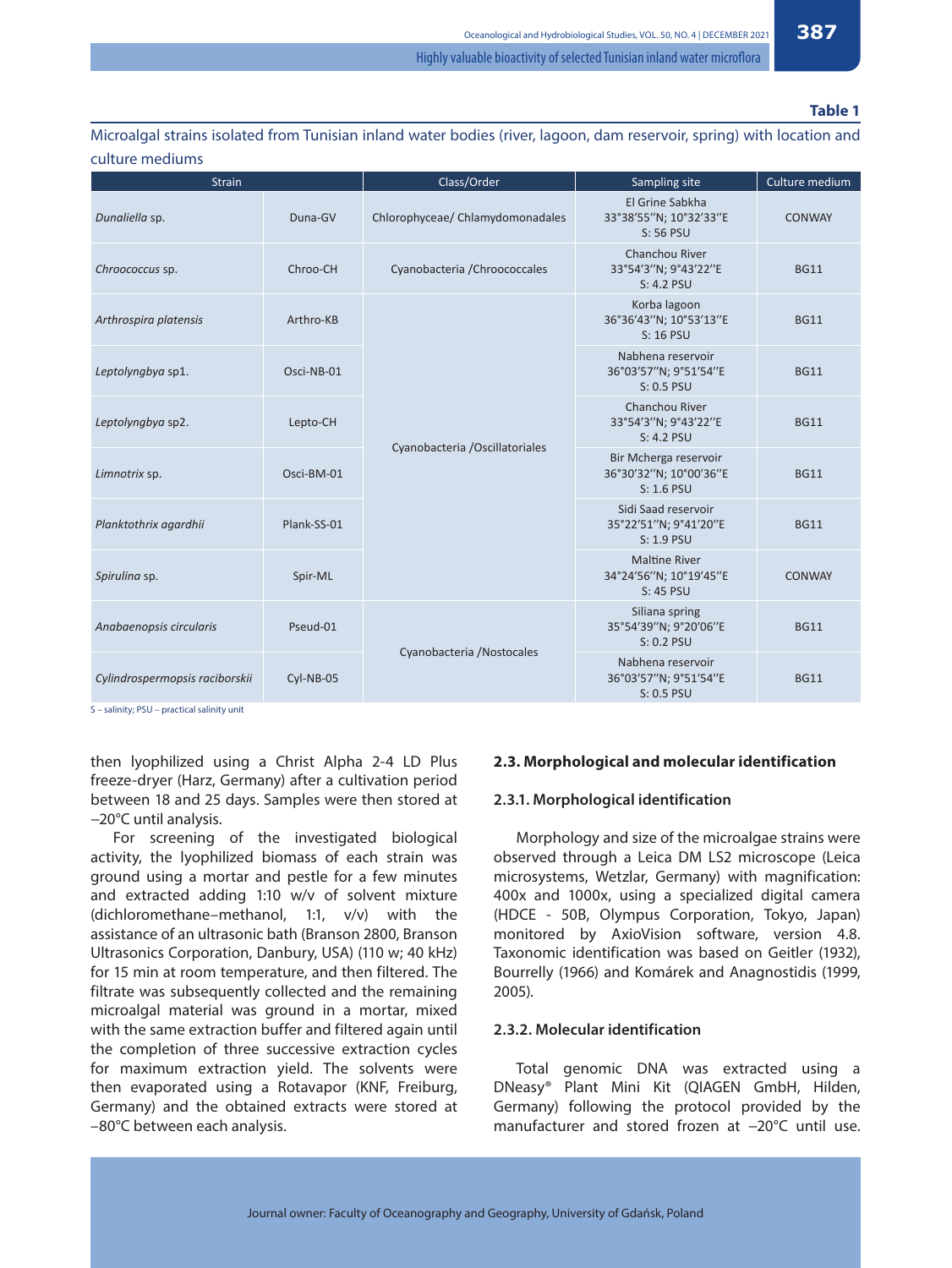**Table 1**

Microalgal strains isolated from Tunisian inland water bodies (river, lagoon, dam reservoir, spring) with location and culture mediums

| Strain | | Class/Order | Sampling site | Culture medium |
|---|---|---|---|---|
| *Dunaliella* sp. | Duna-GV | Chlorophyceae/ Chlamydomonadales | El Grine Sabkha 33°38′55″N; 10°32′33″E S: 56 PSU | CONWAY |
| *Chroococcus* sp. | Chroo-CH | Cyanobacteria /Chroococcales | Chanchou River 33°54′3″N; 9°43′22″E S: 4.2 PSU | BG11 |
| *Arthrospira platensis* | Arthro-KB | Cyanobacteria /Oscillatoriales | Korba lagoon 36°36′43″N; 10°53′13″E S: 16 PSU | BG11 |
| *Leptolyngbya* sp1. | Osci-NB-01 | | Nabhena reservoir 36°03′57″N; 9°51′54″E S: 0.5 PSU | BG11 |
| *Leptolyngbya* sp2. | Lepto-CH | | Chanchou River 33°54′3″N; 9°43′22″E S: 4.2 PSU | BG11 |
| *Limnotrix* sp. | Osci-BM-01 | | Bir Mcherga reservoir 36°30′32″N; 10°00′36″E S: 1.6 PSU | BG11 |
| *Planktothrix agardhii* | Plank-SS-01 | | Sidi Saad reservoir 35°22′51″N; 9°41′20″E S: 1.9 PSU | BG11 |
| *Spirulina* sp. | Spir-ML | | Maltine River 34°24′56″N; 10°19′45″E S: 45 PSU | CONWAY |
| *Anabaenopsis circularis* | Pseud-01 | Cyanobacteria /Nostocales | Siliana spring 35°54′39″N; 9°20′06″E S: 0.2 PSU | BG11 |
| *Cylindrospermopsis raciborskii* | Cyl-NB-05 | | Nabhena reservoir 36°03′57″N; 9°51′54″E S: 0.5 PSU | BG11 |

S – salinity; PSU – practical salinity unit

then lyophilized using a Christ Alpha 2-4 LD Plus freeze-dryer (Harz, Germany) after a cultivation period between 18 and 25 days. Samples were then stored at −20°C until analysis.

For screening of the investigated biological activity, the lyophilized biomass of each strain was ground using a mortar and pestle for a few minutes and extracted adding 1:10 w/v of solvent mixture (dichloromethane–methanol, 1:1, v/v) with the assistance of an ultrasonic bath (Branson 2800, Branson Ultrasonics Corporation, Danbury, USA) (110 w; 40 kHz) for 15 min at room temperature, and then filtered. The filtrate was subsequently collected and the remaining microalgal material was ground in a mortar, mixed with the same extraction buffer and filtered again until the completion of three successive extraction cycles for maximum extraction yield. The solvents were then evaporated using a Rotavapor (KNF, Freiburg, Germany) and the obtained extracts were stored at −80°C between each analysis.

### 2.3. Morphological and molecular identification

#### 2.3.1. Morphological identification

Morphology and size of the microalgae strains were observed through a Leica DM LS2 microscope (Leica microsystems, Wetzlar, Germany) with magnification: 400x and 1000x, using a specialized digital camera (HDCE - 50B, Olympus Corporation, Tokyo, Japan) monitored by AxioVision software, version 4.8. Taxonomic identification was based on Geitler (1932), Bourrelly (1966) and Komárek and Anagnostidis (1999, 2005).

#### 2.3.2. Molecular identification

Total genomic DNA was extracted using a DNeasy® Plant Mini Kit (QIAGEN GmbH, Hilden, Germany) following the protocol provided by the manufacturer and stored frozen at −20°C until use.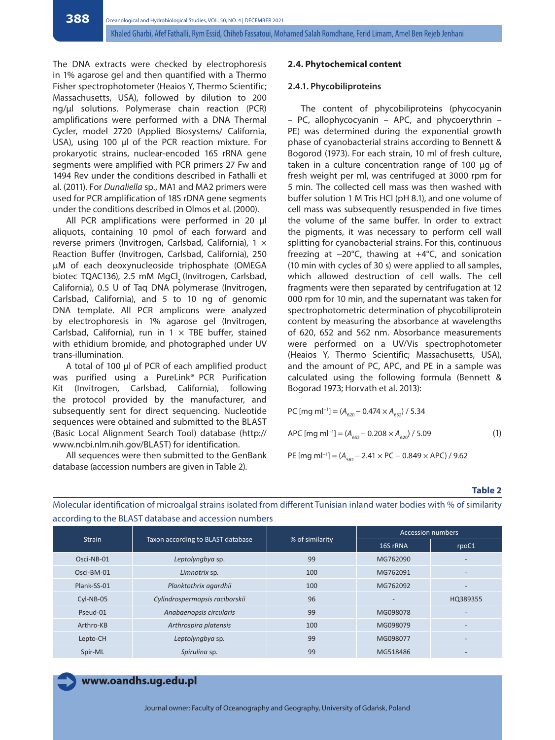The DNA extracts were checked by electrophoresis in 1% agarose gel and then quantified with a Thermo Fisher spectrophotometer (Heaios Y, Thermo Scientific; Massachusetts, USA), followed by dilution to 200 ng/µl solutions. Polymerase chain reaction (PCR) amplifications were performed with a DNA Thermal Cycler, model 2720 (Applied Biosystems/ California, USA), using 100 µl of the PCR reaction mixture. For prokaryotic strains, nuclear-encoded 16S rRNA gene segments were amplified with PCR primers 27 Fw and 1494 Rev under the conditions described in Fathalli et al. (2011). For *Dunaliella* sp., MA1 and MA2 primers were used for PCR amplification of 18S rDNA gene segments under the conditions described in Olmos et al. (2000).

All PCR amplifications were performed in 20 µl aliquots, containing 10 pmol of each forward and reverse primers (Invitrogen, Carlsbad, California), 1 × Reaction Buffer (Invitrogen, Carlsbad, California), 250 µM of each deoxynucleoside triphosphate (OMEGA biotec TQAC136), 2.5 mM $MgCl_2$ (Invitrogen, Carlsbad, California), 0.5 U of Taq DNA polymerase (Invitrogen, Carlsbad, California), and 5 to 10 ng of genomic DNA template. All PCR amplicons were analyzed by electrophoresis in 1% agarose gel (Invitrogen, Carlsbad, California), run in 1 × TBE buffer, stained with ethidium bromide, and photographed under UV trans-illumination.

A total of 100 µl of PCR of each amplified product was purified using a PureLink® PCR Purification Kit (Invitrogen, Carlsbad, California), following the protocol provided by the manufacturer, and subsequently sent for direct sequencing. Nucleotide sequences were obtained and submitted to the BLAST (Basic Local Alignment Search Tool) database (http://www.ncbi.nlm.nih.gov/BLAST) for identification.

All sequences were then submitted to the GenBank database (accession numbers are given in Table 2).

## 2.4. Phytochemical content

### 2.4.1. Phycobiliproteins

The content of phycobiliproteins (phycocyanin – PC, allophycocyanin – APC, and phycoerythrin – PE) was determined during the exponential growth phase of cyanobacterial strains according to Bennett & Bogorod (1973). For each strain, 10 ml of fresh culture, taken in a culture concentration range of 100 µg of fresh weight per ml, was centrifuged at 3000 rpm for 5 min. The collected cell mass was then washed with buffer solution 1 M Tris HCl (pH 8.1), and one volume of cell mass was subsequently resuspended in five times the volume of the same buffer. In order to extract the pigments, it was necessary to perform cell wall splitting for cyanobacterial strains. For this, continuous freezing at –20°C, thawing at +4°C, and sonication (10 min with cycles of 30 s) were applied to all samples, which allowed destruction of cell walls. The cell fragments were then separated by centrifugation at 12 000 rpm for 10 min, and the supernatant was taken for spectrophotometric determination of phycobiliprotein content by measuring the absorbance at wavelengths of 620, 652 and 562 nm. Absorbance measurements were performed on a UV/Vis spectrophotometer (Heaios Y, Thermo Scientific; Massachusetts, USA), and the amount of PC, APC, and PE in a sample was calculated using the following formula (Bennett & Bogorod 1973; Horvath et al. 2013):

$$PC\ [mg\ ml^{-1}] = (A_{620} - 0.474 \times A_{652}) / 5.34$$

$$APC\ [mg\ ml^{-1}] = (A_{652} - 0.208 \times A_{620}) / 5.09 \quad (1)$$

$$PE\ [mg\ ml^{-1}] = (A_{562} - 2.41 \times PC - 0.849 \times APC) / 9.62$$

**Table 2**

Molecular identification of microalgal strains isolated from different Tunisian inland water bodies with % of similarity according to the BLAST database and accession numbers

| Strain | Taxon according to BLAST database | % of similarity | Accession numbers | |
|---|---|---|---|---|
| | | | 16S rRNA | rpoC1 |
| Osci-NB-01 | *Leptolyngbya* sp. | 99 | MG762090 | - |
| Osci-BM-01 | *Limnotrix* sp. | 100 | MG762091 | - |
| Plank-SS-01 | *Planktothrix agardhii* | 100 | MG762092 | - |
| Cyl-NB-05 | *Cylindrospermopsis raciborskii* | 96 | - | HQ389355 |
| Pseud-01 | *Anabaenopsis circularis* | 99 | MG098078 | - |
| Arthro-KB | *Arthrospira platensis* | 100 | MG098079 | - |
| Lepto-CH | *Leptolyngbya* sp. | 99 | MG098077 | - |
| Spir-ML | *Spirulina* sp. | 99 | MG518486 | - |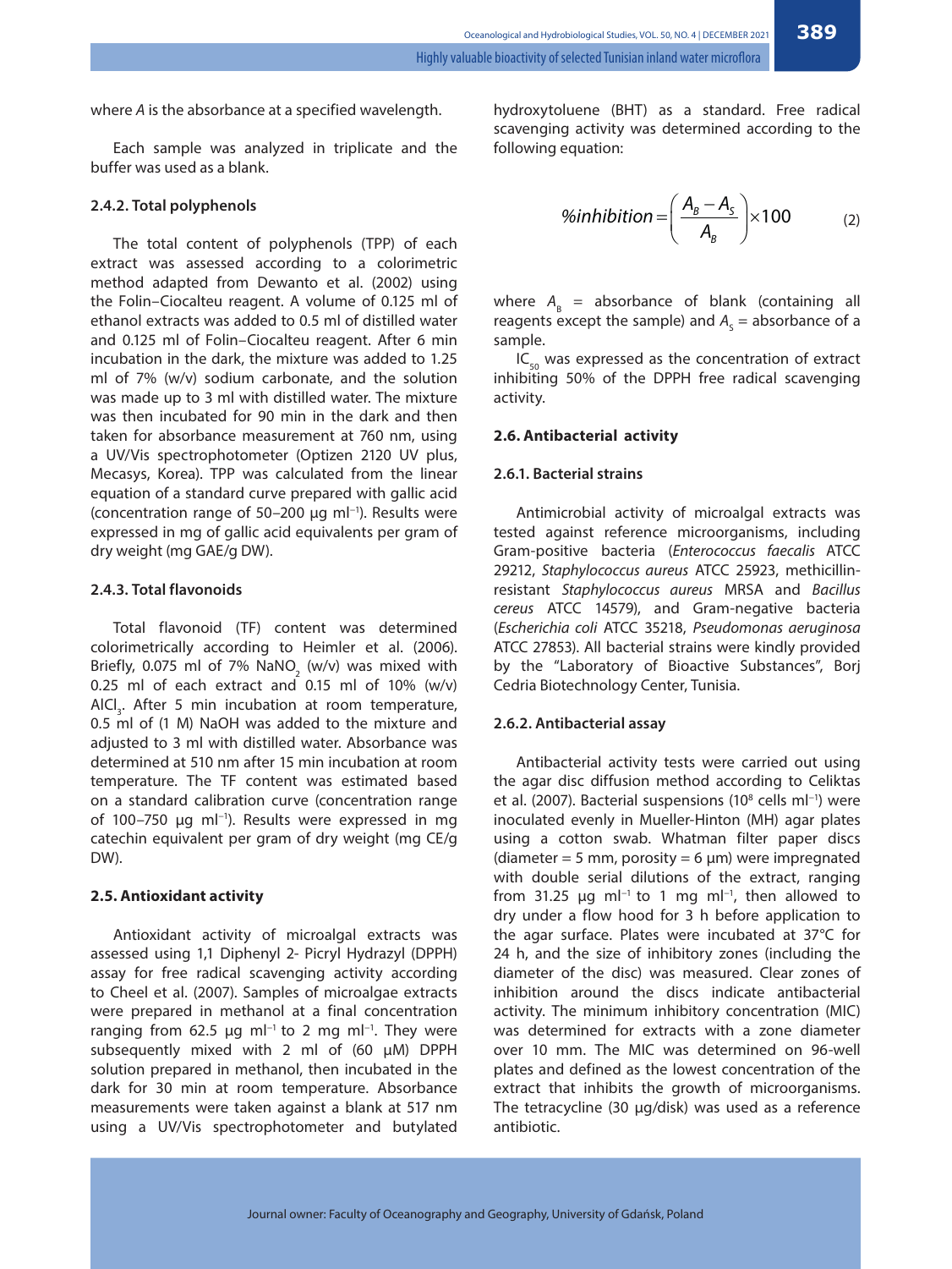where *A* is the absorbance at a specified wavelength.

Each sample was analyzed in triplicate and the buffer was used as a blank.

### 2.4.2. Total polyphenols

The total content of polyphenols (TPP) of each extract was assessed according to a colorimetric method adapted from Dewanto et al. (2002) using the Folin–Ciocalteu reagent. A volume of 0.125 ml of ethanol extracts was added to 0.5 ml of distilled water and 0.125 ml of Folin–Ciocalteu reagent. After 6 min incubation in the dark, the mixture was added to 1.25 ml of 7% (w/v) sodium carbonate, and the solution was made up to 3 ml with distilled water. The mixture was then incubated for 90 min in the dark and then taken for absorbance measurement at 760 nm, using a UV/Vis spectrophotometer (Optizen 2120 UV plus, Mecasys, Korea). TPP was calculated from the linear equation of a standard curve prepared with gallic acid (concentration range of 50–200 µg $ml^{-1}$). Results were expressed in mg of gallic acid equivalents per gram of dry weight (mg GAE/g DW).

### 2.4.3. Total flavonoids

Total flavonoid (TF) content was determined colorimetrically according to Heimler et al. (2006). Briefly, 0.075 ml of 7% $NaNO_2$ (w/v) was mixed with 0.25 ml of each extract and 0.15 ml of 10% (w/v) $AlCl_3$. After 5 min incubation at room temperature, 0.5 ml of (1 M) NaOH was added to the mixture and adjusted to 3 ml with distilled water. Absorbance was determined at 510 nm after 15 min incubation at room temperature. The TF content was estimated based on a standard calibration curve (concentration range of 100–750 µg $ml^{-1}$). Results were expressed in mg catechin equivalent per gram of dry weight (mg CE/g DW).

## 2.5. Antioxidant activity

Antioxidant activity of microalgal extracts was assessed using 1,1 Diphenyl 2- Picryl Hydrazyl (DPPH) assay for free radical scavenging activity according to Cheel et al. (2007). Samples of microalgae extracts were prepared in methanol at a final concentration ranging from 62.5 µg $ml^{-1}$ to 2 mg $ml^{-1}$. They were subsequently mixed with 2 ml of (60 µM) DPPH solution prepared in methanol, then incubated in the dark for 30 min at room temperature. Absorbance measurements were taken against a blank at 517 nm using a UV/Vis spectrophotometer and butylated hydroxytoluene (BHT) as a standard. Free radical scavenging activity was determined according to the following equation:

$$\%inhibition = \left(\frac{A_B - A_S}{A_B}\right) \times 100 \qquad (2)$$

where $A_B$ = absorbance of blank (containing all reagents except the sample) and $A_S$ = absorbance of a sample.

$IC_{50}$ was expressed as the concentration of extract inhibiting 50% of the DPPH free radical scavenging activity.

## 2.6. Antibacterial activity

### 2.6.1. Bacterial strains

Antimicrobial activity of microalgal extracts was tested against reference microorganisms, including Gram-positive bacteria (*Enterococcus faecalis* ATCC 29212, *Staphylococcus aureus* ATCC 25923, methicillin-resistant *Staphylococcus aureus* MRSA and *Bacillus cereus* ATCC 14579), and Gram-negative bacteria (*Escherichia coli* ATCC 35218, *Pseudomonas aeruginosa* ATCC 27853). All bacterial strains were kindly provided by the "Laboratory of Bioactive Substances", Borj Cedria Biotechnology Center, Tunisia.

### 2.6.2. Antibacterial assay

Antibacterial activity tests were carried out using the agar disc diffusion method according to Celiktas et al. (2007). Bacterial suspensions ($10^8$ cells $ml^{-1}$) were inoculated evenly in Mueller-Hinton (MH) agar plates using a cotton swab. Whatman filter paper discs (diameter = 5 mm, porosity = 6 µm) were impregnated with double serial dilutions of the extract, ranging from 31.25 µg $ml^{-1}$ to 1 mg $ml^{-1}$, then allowed to dry under a flow hood for 3 h before application to the agar surface. Plates were incubated at 37°C for 24 h, and the size of inhibitory zones (including the diameter of the disc) was measured. Clear zones of inhibition around the discs indicate antibacterial activity. The minimum inhibitory concentration (MIC) was determined for extracts with a zone diameter over 10 mm. The MIC was determined on 96-well plates and defined as the lowest concentration of the extract that inhibits the growth of microorganisms. The tetracycline (30 µg/disk) was used as a reference antibiotic.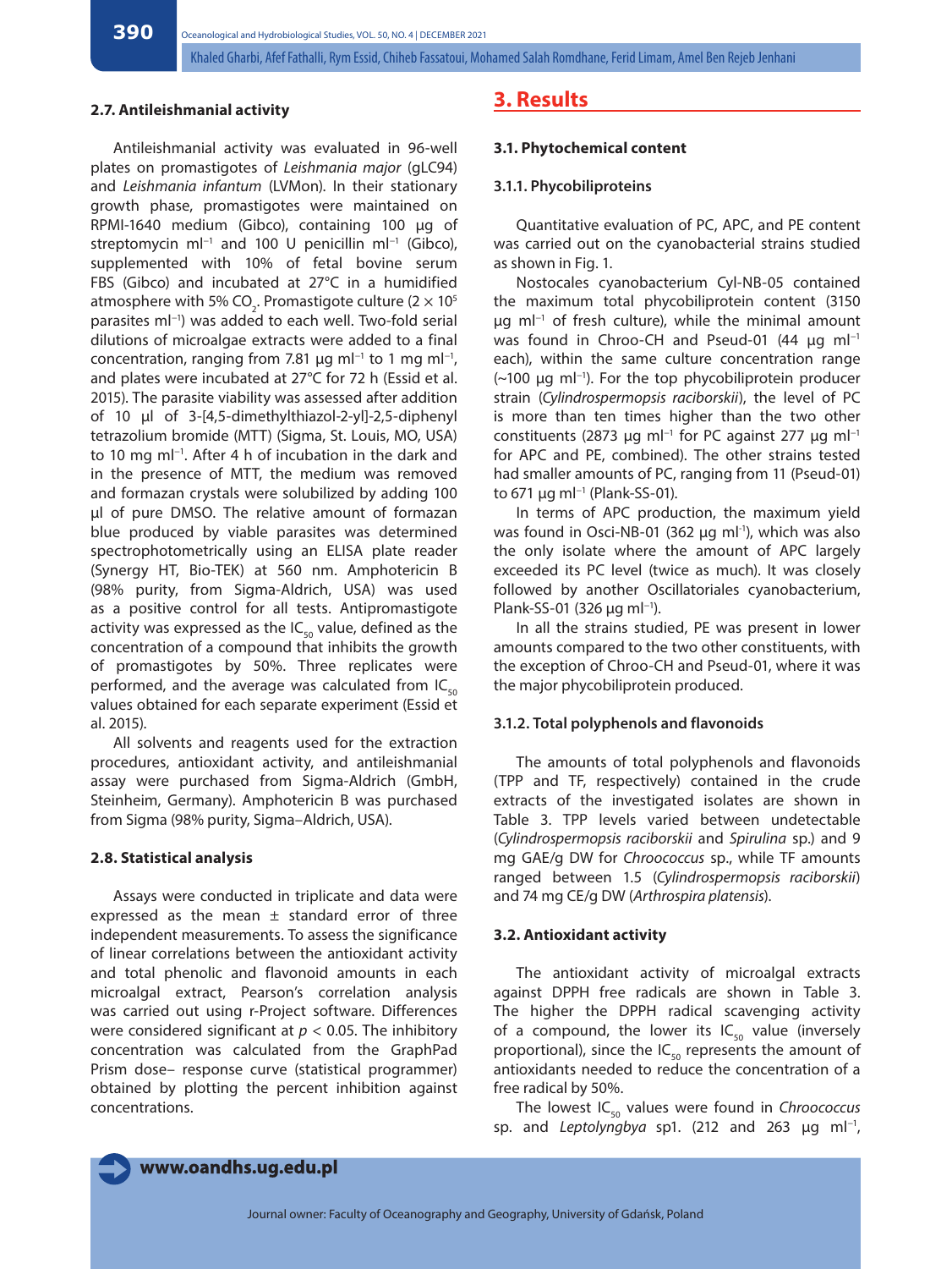### 2.7. Antileishmanial activity

Antileishmanial activity was evaluated in 96-well plates on promastigotes of *Leishmania major* (gLC94) and *Leishmania infantum* (LVMon). In their stationary growth phase, promastigotes were maintained on RPMI-1640 medium (Gibco), containing 100 µg of streptomycin $ml^{-1}$ and 100 U penicillin $ml^{-1}$ (Gibco), supplemented with 10% of fetal bovine serum FBS (Gibco) and incubated at 27°C in a humidified atmosphere with 5% $CO_2$. Promastigote culture ($2 \times 10^5$ parasites $ml^{-1}$) was added to each well. Two-fold serial dilutions of microalgae extracts were added to a final concentration, ranging from 7.81 µg $ml^{-1}$ to 1 mg $ml^{-1}$, and plates were incubated at 27°C for 72 h (Essid et al. 2015). The parasite viability was assessed after addition of 10 µl of 3-[4,5-dimethylthiazol-2-yl]-2,5-diphenyl tetrazolium bromide (MTT) (Sigma, St. Louis, MO, USA) to 10 mg $ml^{-1}$. After 4 h of incubation in the dark and in the presence of MTT, the medium was removed and formazan crystals were solubilized by adding 100 µl of pure DMSO. The relative amount of formazan blue produced by viable parasites was determined spectrophotometrically using an ELISA plate reader (Synergy HT, Bio-TEK) at 560 nm. Amphotericin B (98% purity, from Sigma-Aldrich, USA) was used as a positive control for all tests. Antipromastigote activity was expressed as the $IC_{50}$ value, defined as the concentration of a compound that inhibits the growth of promastigotes by 50%. Three replicates were performed, and the average was calculated from $IC_{50}$ values obtained for each separate experiment (Essid et al. 2015).

All solvents and reagents used for the extraction procedures, antioxidant activity, and antileishmanial assay were purchased from Sigma-Aldrich (GmbH, Steinheim, Germany). Amphotericin B was purchased from Sigma (98% purity, Sigma–Aldrich, USA).

### 2.8. Statistical analysis

Assays were conducted in triplicate and data were expressed as the mean ± standard error of three independent measurements. To assess the significance of linear correlations between the antioxidant activity and total phenolic and flavonoid amounts in each microalgal extract, Pearson's correlation analysis was carried out using r-Project software. Differences were considered significant at $p < 0.05$. The inhibitory concentration was calculated from the GraphPad Prism dose– response curve (statistical programmer) obtained by plotting the percent inhibition against concentrations.

## 3. Results

### 3.1. Phytochemical content

#### 3.1.1. Phycobiliproteins

Quantitative evaluation of PC, APC, and PE content was carried out on the cyanobacterial strains studied as shown in Fig. 1.

Nostocales cyanobacterium Cyl-NB-05 contained the maximum total phycobiliprotein content (3150 µg $ml^{-1}$ of fresh culture), while the minimal amount was found in Chroo-CH and Pseud-01 (44 µg $ml^{-1}$ each), within the same culture concentration range (~100 µg $ml^{-1}$). For the top phycobiliprotein producer strain (*Cylindrospermopsis raciborskii*), the level of PC is more than ten times higher than the two other constituents (2873 µg $ml^{-1}$ for PC against 277 µg $ml^{-1}$ for APC and PE, combined). The other strains tested had smaller amounts of PC, ranging from 11 (Pseud-01) to 671 µg $ml^{-1}$ (Plank-SS-01).

In terms of APC production, the maximum yield was found in Osci-NB-01 (362 µg $ml^{-1}$), which was also the only isolate where the amount of APC largely exceeded its PC level (twice as much). It was closely followed by another Oscillatoriales cyanobacterium, Plank-SS-01 (326 µg $ml^{-1}$).

In all the strains studied, PE was present in lower amounts compared to the two other constituents, with the exception of Chroo-CH and Pseud-01, where it was the major phycobiliprotein produced.

#### 3.1.2. Total polyphenols and flavonoids

The amounts of total polyphenols and flavonoids (TPP and TF, respectively) contained in the crude extracts of the investigated isolates are shown in Table 3. TPP levels varied between undetectable (*Cylindrospermopsis raciborskii* and *Spirulina* sp.) and 9 mg GAE/g DW for *Chroococcus* sp., while TF amounts ranged between 1.5 (*Cylindrospermopsis raciborskii*) and 74 mg CE/g DW (*Arthrospira platensis*).

### 3.2. Antioxidant activity

The antioxidant activity of microalgal extracts against DPPH free radicals are shown in Table 3. The higher the DPPH radical scavenging activity of a compound, the lower its $IC_{50}$ value (inversely proportional), since the $IC_{50}$ represents the amount of antioxidants needed to reduce the concentration of a free radical by 50%.

The lowest $IC_{50}$ values were found in *Chroococcus* sp. and *Leptolyngbya* sp1. (212 and 263 µg $ml^{-1}$,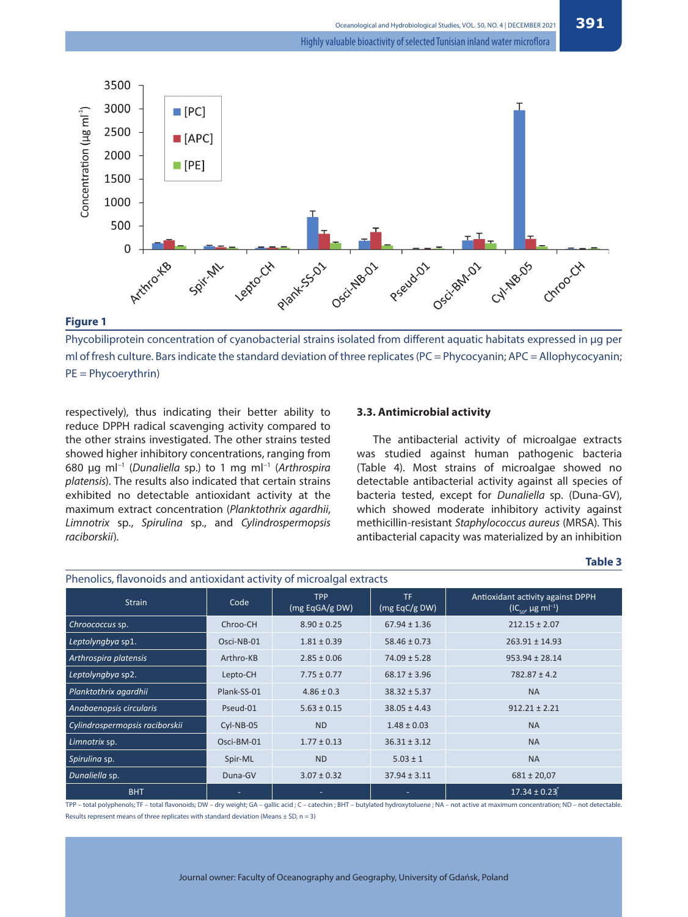**Figure 1**

Phycobiliprotein concentration of cyanobacterial strains isolated from different aquatic habitats expressed in µg per ml of fresh culture. Bars indicate the standard deviation of three replicates (PC = Phycocyanin; APC = Allophycocyanin; PE = Phycoerythrin)

respectively), thus indicating their better ability to reduce DPPH radical scavenging activity compared to the other strains investigated. The other strains tested showed higher inhibitory concentrations, ranging from 680 µg $ml^{-1}$ (*Dunaliella* sp.) to 1 mg $ml^{-1}$ (*Arthrospira platensis*). The results also indicated that certain strains exhibited no detectable antioxidant activity at the maximum extract concentration (*Planktothrix agardhii*, *Limnotrix* sp., *Spirulina* sp., and *Cylindrospermopsis raciborskii*).

### 3.3. Antimicrobial activity

The antibacterial activity of microalgae extracts was studied against human pathogenic bacteria (Table 4). Most strains of microalgae showed no detectable antibacterial activity against all species of bacteria tested, except for *Dunaliella* sp. (Duna-GV), which showed moderate inhibitory activity against methicillin-resistant *Staphylococcus aureus* (MRSA). This antibacterial capacity was materialized by an inhibition

**Table 3**

Phenolics, flavonoids and antioxidant activity of microalgal extracts

| Strain | Code | TPP (mg EqGA/g DW) | TF (mg EqC/g DW) | Antioxidant activity against DPPH ($IC_{50}$, µg $ml^{-1}$) |
|---|---|---|---|---|
| *Chroococcus* sp. | Chroo-CH | 8.90 ± 0.25 | 67.94 ± 1.36 | 212.15 ± 2.07 |
| *Leptolyngbya* sp1. | Osci-NB-01 | 1.81 ± 0.39 | 58.46 ± 0.73 | 263.91 ± 14.93 |
| *Arthrospira platensis* | Arthro-KB | 2.85 ± 0.06 | 74.09 ± 5.28 | 953.94 ± 28.14 |
| *Leptolyngbya* sp2. | Lepto-CH | 7.75 ± 0.77 | 68.17 ± 3.96 | 782.87 ± 4.2 |
| *Planktothrix agardhii* | Plank-SS-01 | 4.86 ± 0.3 | 38.32 ± 5.37 | NA |
| *Anabaenopsis circularis* | Pseud-01 | 5.63 ± 0.15 | 38.05 ± 4.43 | 912.21 ± 2.21 |
| *Cylindrospermopsis raciborskii* | Cyl-NB-05 | ND | 1.48 ± 0.03 | NA |
| *Limnotrix* sp. | Osci-BM-01 | 1.77 ± 0.13 | 36.31 ± 3.12 | NA |
| *Spirulina* sp. | Spir-ML | ND | 5.03 ± 1 | NA |
| *Dunaliella* sp. | Duna-GV | 3.07 ± 0.32 | 37.94 ± 3.11 | 681 ± 20,07 |
| BHT | - | - | - | 17.34 ± 0.23 |

TPP – total polyphenols; TF – total flavonoids; DW – dry weight; GA – gallic acid ; C – catechin ; BHT – butylated hydroxytoluene ; NA – not active at maximum concentration; ND – not detectable. Results represent means of three replicates with standard deviation (Means ± SD, n = 3)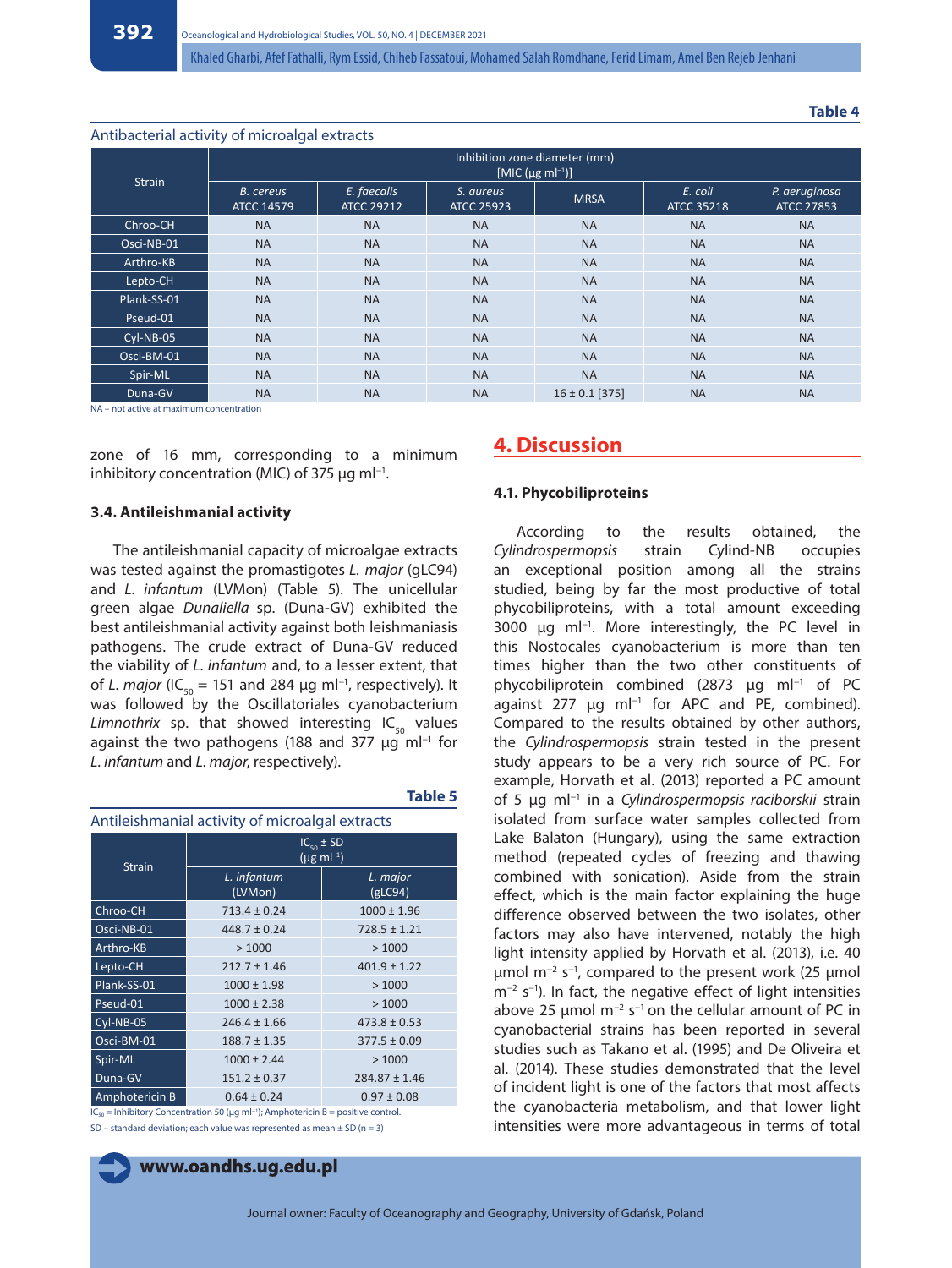**Table 4**

Antibacterial activity of microalgal extracts

| Strain | Inhibition zone diameter (mm) [MIC (µg ml$^{-1}$)] | | | | | |
|---|---|---|---|---|---|---|
| | *B. cereus* ATCC 14579 | *E. faecalis* ATCC 29212 | *S. aureus* ATCC 25923 | MRSA | *E. coli* ATCC 35218 | *P. aeruginosa* ATCC 27853 |
| Chroo-CH | NA | NA | NA | NA | NA | NA |
| Osci-NB-01 | NA | NA | NA | NA | NA | NA |
| Arthro-KB | NA | NA | NA | NA | NA | NA |
| Lepto-CH | NA | NA | NA | NA | NA | NA |
| Plank-SS-01 | NA | NA | NA | NA | NA | NA |
| Pseud-01 | NA | NA | NA | NA | NA | NA |
| Cyl-NB-05 | NA | NA | NA | NA | NA | NA |
| Osci-BM-01 | NA | NA | NA | NA | NA | NA |
| Spir-ML | NA | NA | NA | NA | NA | NA |
| Duna-GV | NA | NA | NA | 16 ± 0.1 [375] | NA | NA |

NA – not active at maximum concentration

zone of 16 mm, corresponding to a minimum inhibitory concentration (MIC) of 375 µg ml$^{-1}$.

### 3.4. Antileishmanial activity

The antileishmanial capacity of microalgae extracts was tested against the promastigotes *L. major* (gLC94) and *L. infantum* (LVMon) (Table 5). The unicellular green algae *Dunaliella* sp. (Duna-GV) exhibited the best antileishmanial activity against both leishmaniasis pathogens. The crude extract of Duna-GV reduced the viability of *L. infantum* and, to a lesser extent, that of *L. major* ($IC_{50}$ = 151 and 284 µg ml$^{-1}$, respectively). It was followed by the Oscillatoriales cyanobacterium *Limnothrix* sp. that showed interesting $IC_{50}$ values against the two pathogens (188 and 377 µg ml$^{-1}$ for *L. infantum* and *L. major*, respectively).

**Table 5**

Antileishmanial activity of microalgal extracts

| Strain | $IC_{50}$ ± SD (µg ml$^{-1}$) | |
|---|---|---|
| | *L. infantum* (LVMon) | *L. major* (gLC94) |
| Chroo-CH | 713.4 ± 0.24 | 1000 ± 1.96 |
| Osci-NB-01 | 448.7 ± 0.24 | 728.5 ± 1.21 |
| Arthro-KB | > 1000 | > 1000 |
| Lepto-CH | 212.7 ± 1.46 | 401.9 ± 1.22 |
| Plank-SS-01 | 1000 ± 1.98 | > 1000 |
| Pseud-01 | 1000 ± 2.38 | > 1000 |
| Cyl-NB-05 | 246.4 ± 1.66 | 473.8 ± 0.53 |
| Osci-BM-01 | 188.7 ± 1.35 | 377.5 ± 0.09 |
| Spir-ML | 1000 ± 2.44 | > 1000 |
| Duna-GV | 151.2 ± 0.37 | 284.87 ± 1.46 |
| Amphotericin B | 0.64 ± 0.24 | 0.97 ± 0.08 |

$IC_{50}$ = Inhibitory Concentration 50 (µg ml$^{-1}$); Amphotericin B = positive control.
SD – standard deviation; each value was represented as mean ± SD (n = 3)

## 4. Discussion

### 4.1. Phycobiliproteins

According to the results obtained, the *Cylindrospermopsis* strain Cylind-NB occupies an exceptional position among all the strains studied, being by far the most productive of total phycobiliproteins, with a total amount exceeding 3000 µg ml$^{-1}$. More interestingly, the PC level in this Nostocales cyanobacterium is more than ten times higher than the two other constituents of phycobiliprotein combined (2873 µg ml$^{-1}$ of PC against 277 µg ml$^{-1}$ for APC and PE, combined). Compared to the results obtained by other authors, the *Cylindrospermopsis* strain tested in the present study appears to be a very rich source of PC. For example, Horvath et al. (2013) reported a PC amount of 5 µg ml$^{-1}$ in a *Cylindrospermopsis raciborskii* strain isolated from surface water samples collected from Lake Balaton (Hungary), using the same extraction method (repeated cycles of freezing and thawing combined with sonication). Aside from the strain effect, which is the main factor explaining the huge difference observed between the two isolates, other factors may also have intervened, notably the high light intensity applied by Horvath et al. (2013), i.e. 40 µmol m$^{-2}$ s$^{-1}$, compared to the present work (25 µmol m$^{-2}$ s$^{-1}$). In fact, the negative effect of light intensities above 25 µmol m$^{-2}$ s$^{-1}$ on the cellular amount of PC in cyanobacterial strains has been reported in several studies such as Takano et al. (1995) and De Oliveira et al. (2014). These studies demonstrated that the level of incident light is one of the factors that most affects the cyanobacteria metabolism, and that lower light intensities were more advantageous in terms of total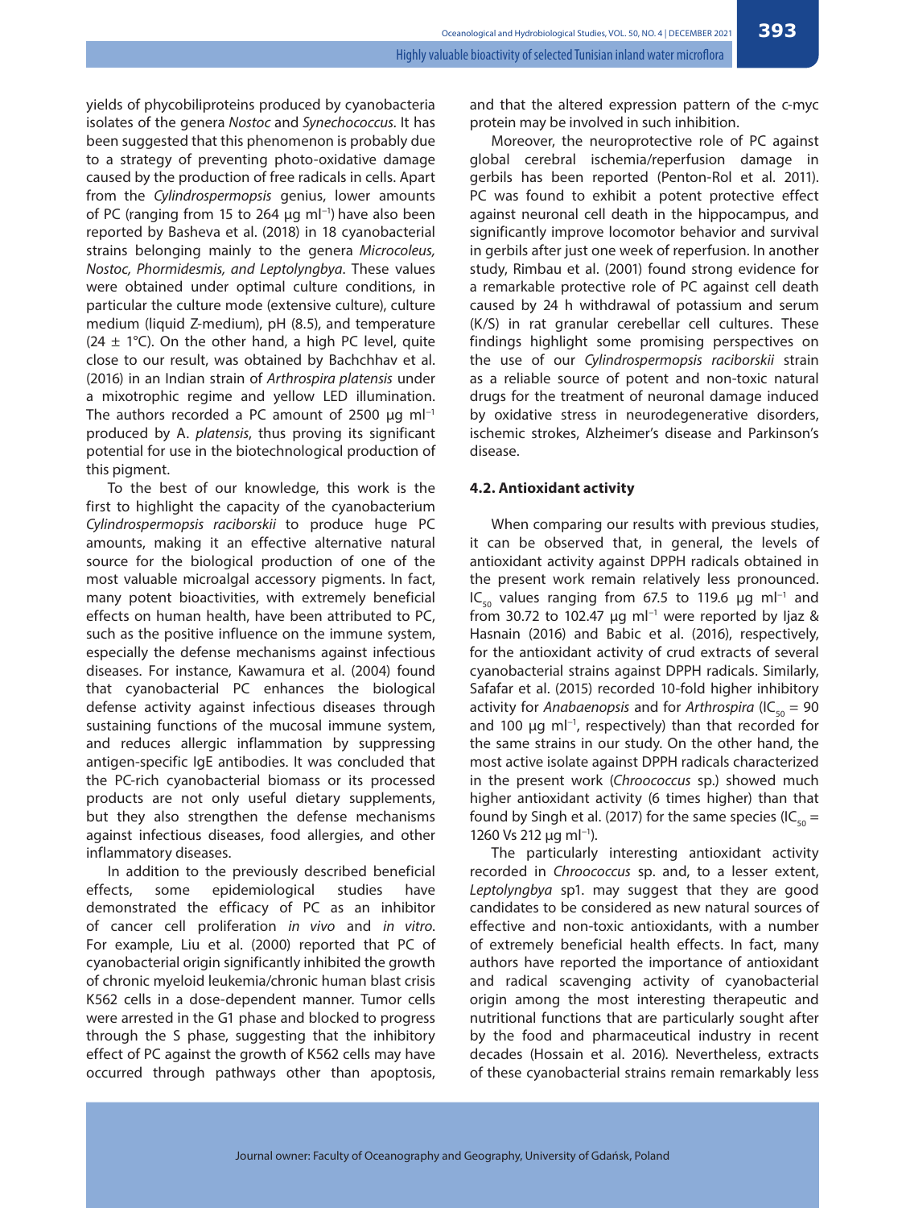yields of phycobiliproteins produced by cyanobacteria isolates of the genera *Nostoc* and *Synechococcus*. It has been suggested that this phenomenon is probably due to a strategy of preventing photo-oxidative damage caused by the production of free radicals in cells. Apart from the *Cylindrospermopsis* genius, lower amounts of PC (ranging from 15 to 264 μg ml$^{-1}$) have also been reported by Basheva et al. (2018) in 18 cyanobacterial strains belonging mainly to the genera *Microcoleus, Nostoc, Phormidesmis, and Leptolyngbya*. These values were obtained under optimal culture conditions, in particular the culture mode (extensive culture), culture medium (liquid Z-medium), pH (8.5), and temperature (24 ± 1°C). On the other hand, a high PC level, quite close to our result, was obtained by Bachchhav et al. (2016) in an Indian strain of *Arthrospira platensis* under a mixotrophic regime and yellow LED illumination. The authors recorded a PC amount of 2500 μg ml$^{-1}$ produced by A. *platensis*, thus proving its significant potential for use in the biotechnological production of this pigment.

To the best of our knowledge, this work is the first to highlight the capacity of the cyanobacterium *Cylindrospermopsis raciborskii* to produce huge PC amounts, making it an effective alternative natural source for the biological production of one of the most valuable microalgal accessory pigments. In fact, many potent bioactivities, with extremely beneficial effects on human health, have been attributed to PC, such as the positive influence on the immune system, especially the defense mechanisms against infectious diseases. For instance, Kawamura et al. (2004) found that cyanobacterial PC enhances the biological defense activity against infectious diseases through sustaining functions of the mucosal immune system, and reduces allergic inflammation by suppressing antigen-specific IgE antibodies. It was concluded that the PC-rich cyanobacterial biomass or its processed products are not only useful dietary supplements, but they also strengthen the defense mechanisms against infectious diseases, food allergies, and other inflammatory diseases.

In addition to the previously described beneficial effects, some epidemiological studies have demonstrated the efficacy of PC as an inhibitor of cancer cell proliferation *in vivo* and *in vitro*. For example, Liu et al. (2000) reported that PC of cyanobacterial origin significantly inhibited the growth of chronic myeloid leukemia/chronic human blast crisis K562 cells in a dose-dependent manner. Tumor cells were arrested in the G1 phase and blocked to progress through the S phase, suggesting that the inhibitory effect of PC against the growth of K562 cells may have occurred through pathways other than apoptosis, and that the altered expression pattern of the c-myc protein may be involved in such inhibition.

Moreover, the neuroprotective role of PC against global cerebral ischemia/reperfusion damage in gerbils has been reported (Penton-Rol et al. 2011). PC was found to exhibit a potent protective effect against neuronal cell death in the hippocampus, and significantly improve locomotor behavior and survival in gerbils after just one week of reperfusion. In another study, Rimbau et al. (2001) found strong evidence for a remarkable protective role of PC against cell death caused by 24 h withdrawal of potassium and serum (K/S) in rat granular cerebellar cell cultures. These findings highlight some promising perspectives on the use of our *Cylindrospermopsis raciborskii* strain as a reliable source of potent and non-toxic natural drugs for the treatment of neuronal damage induced by oxidative stress in neurodegenerative disorders, ischemic strokes, Alzheimer's disease and Parkinson's disease.

### 4.2. Antioxidant activity

When comparing our results with previous studies, it can be observed that, in general, the levels of antioxidant activity against DPPH radicals obtained in the present work remain relatively less pronounced. $IC_{50}$ values ranging from 67.5 to 119.6 μg ml$^{-1}$ and from 30.72 to 102.47 μg ml$^{-1}$ were reported by Ijaz & Hasnain (2016) and Babic et al. (2016), respectively, for the antioxidant activity of crud extracts of several cyanobacterial strains against DPPH radicals. Similarly, Safafar et al. (2015) recorded 10-fold higher inhibitory activity for *Anabaenopsis* and for *Arthrospira* ($IC_{50}$ = 90 and 100 μg ml$^{-1}$, respectively) than that recorded for the same strains in our study. On the other hand, the most active isolate against DPPH radicals characterized in the present work (*Chroococcus* sp.) showed much higher antioxidant activity (6 times higher) than that found by Singh et al. (2017) for the same species ($IC_{50}$ = 1260 Vs 212 μg ml$^{-1}$).

The particularly interesting antioxidant activity recorded in *Chroococcus* sp. and, to a lesser extent, *Leptolyngbya* sp1. may suggest that they are good candidates to be considered as new natural sources of effective and non-toxic antioxidants, with a number of extremely beneficial health effects. In fact, many authors have reported the importance of antioxidant and radical scavenging activity of cyanobacterial origin among the most interesting therapeutic and nutritional functions that are particularly sought after by the food and pharmaceutical industry in recent decades (Hossain et al. 2016). Nevertheless, extracts of these cyanobacterial strains remain remarkably less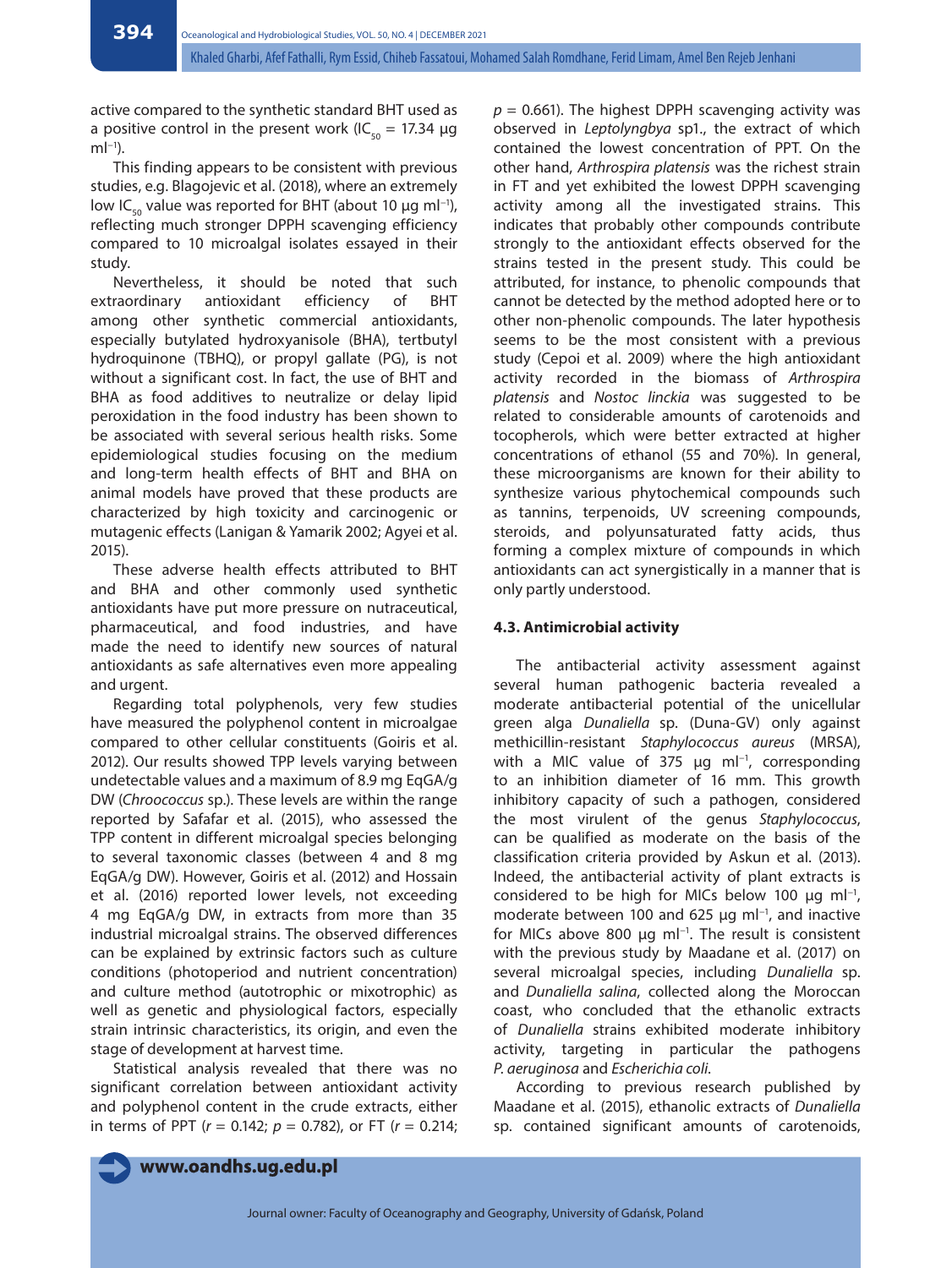active compared to the synthetic standard BHT used as a positive control in the present work ($IC_{50}$ = 17.34 μg $ml^{-1}$).

This finding appears to be consistent with previous studies, e.g. Blagojevic et al. (2018), where an extremely low $IC_{50}$ value was reported for BHT (about 10 μg $ml^{-1}$), reflecting much stronger DPPH scavenging efficiency compared to 10 microalgal isolates essayed in their study.

Nevertheless, it should be noted that such extraordinary antioxidant efficiency of BHT among other synthetic commercial antioxidants, especially butylated hydroxyanisole (BHA), tertbutyl hydroquinone (TBHQ), or propyl gallate (PG), is not without a significant cost. In fact, the use of BHT and BHA as food additives to neutralize or delay lipid peroxidation in the food industry has been shown to be associated with several serious health risks. Some epidemiological studies focusing on the medium and long-term health effects of BHT and BHA on animal models have proved that these products are characterized by high toxicity and carcinogenic or mutagenic effects (Lanigan & Yamarik 2002; Agyei et al. 2015).

These adverse health effects attributed to BHT and BHA and other commonly used synthetic antioxidants have put more pressure on nutraceutical, pharmaceutical, and food industries, and have made the need to identify new sources of natural antioxidants as safe alternatives even more appealing and urgent.

Regarding total polyphenols, very few studies have measured the polyphenol content in microalgae compared to other cellular constituents (Goiris et al. 2012). Our results showed TPP levels varying between undetectable values and a maximum of 8.9 mg EqGA/g DW (*Chroococcus* sp.). These levels are within the range reported by Safafar et al. (2015), who assessed the TPP content in different microalgal species belonging to several taxonomic classes (between 4 and 8 mg EqGA/g DW). However, Goiris et al. (2012) and Hossain et al. (2016) reported lower levels, not exceeding 4 mg EqGA/g DW, in extracts from more than 35 industrial microalgal strains. The observed differences can be explained by extrinsic factors such as culture conditions (photoperiod and nutrient concentration) and culture method (autotrophic or mixotrophic) as well as genetic and physiological factors, especially strain intrinsic characteristics, its origin, and even the stage of development at harvest time.

Statistical analysis revealed that there was no significant correlation between antioxidant activity and polyphenol content in the crude extracts, either in terms of PPT ($r$ = 0.142; $p$ = 0.782), or FT ($r$ = 0.214; $p$ = 0.661). The highest DPPH scavenging activity was observed in *Leptolyngbya* sp1., the extract of which contained the lowest concentration of PPT. On the other hand, *Arthrospira platensis* was the richest strain in FT and yet exhibited the lowest DPPH scavenging activity among all the investigated strains. This indicates that probably other compounds contribute strongly to the antioxidant effects observed for the strains tested in the present study. This could be attributed, for instance, to phenolic compounds that cannot be detected by the method adopted here or to other non-phenolic compounds. The later hypothesis seems to be the most consistent with a previous study (Cepoi et al. 2009) where the high antioxidant activity recorded in the biomass of *Arthrospira platensis* and *Nostoc linckia* was suggested to be related to considerable amounts of carotenoids and tocopherols, which were better extracted at higher concentrations of ethanol (55 and 70%). In general, these microorganisms are known for their ability to synthesize various phytochemical compounds such as tannins, terpenoids, UV screening compounds, steroids, and polyunsaturated fatty acids, thus forming a complex mixture of compounds in which antioxidants can act synergistically in a manner that is only partly understood.

### 4.3. Antimicrobial activity

The antibacterial activity assessment against several human pathogenic bacteria revealed a moderate antibacterial potential of the unicellular green alga *Dunaliella* sp. (Duna-GV) only against methicillin-resistant *Staphylococcus aureus* (MRSA), with a MIC value of 375 μg $ml^{-1}$, corresponding to an inhibition diameter of 16 mm. This growth inhibitory capacity of such a pathogen, considered the most virulent of the genus *Staphylococcus*, can be qualified as moderate on the basis of the classification criteria provided by Askun et al. (2013). Indeed, the antibacterial activity of plant extracts is considered to be high for MICs below 100 μg $ml^{-1}$, moderate between 100 and 625 μg $ml^{-1}$, and inactive for MICs above 800 μg $ml^{-1}$. The result is consistent with the previous study by Maadane et al. (2017) on several microalgal species, including *Dunaliella* sp. and *Dunaliella salina*, collected along the Moroccan coast, who concluded that the ethanolic extracts of *Dunaliella* strains exhibited moderate inhibitory activity, targeting in particular the pathogens *P. aeruginosa* and *Escherichia coli*.

According to previous research published by Maadane et al. (2015), ethanolic extracts of *Dunaliella* sp. contained significant amounts of carotenoids,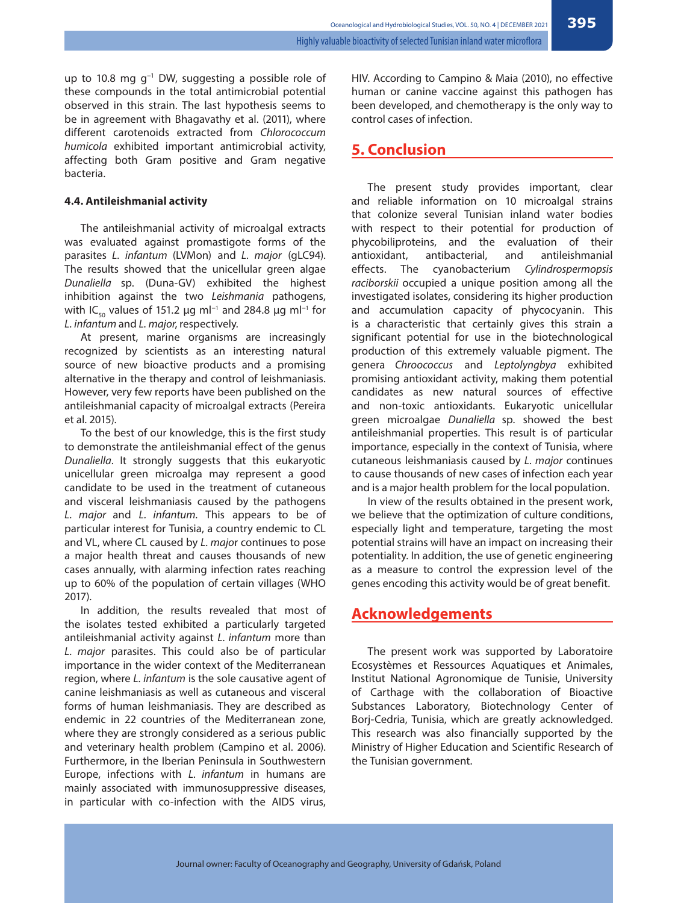up to 10.8 mg $g^{-1}$ DW, suggesting a possible role of these compounds in the total antimicrobial potential observed in this strain. The last hypothesis seems to be in agreement with Bhagavathy et al. (2011), where different carotenoids extracted from *Chlorococcum humicola* exhibited important antimicrobial activity, affecting both Gram positive and Gram negative bacteria.

### 4.4. Antileishmanial activity

The antileishmanial activity of microalgal extracts was evaluated against promastigote forms of the parasites *L. infantum* (LVMon) and *L. major* (gLC94). The results showed that the unicellular green algae *Dunaliella* sp. (Duna-GV) exhibited the highest inhibition against the two *Leishmania* pathogens, with $IC_{50}$ values of 151.2 μg $ml^{-1}$ and 284.8 μg $ml^{-1}$ for *L. infantum* and *L. major*, respectively.

At present, marine organisms are increasingly recognized by scientists as an interesting natural source of new bioactive products and a promising alternative in the therapy and control of leishmaniasis. However, very few reports have been published on the antileishmanial capacity of microalgal extracts (Pereira et al. 2015).

To the best of our knowledge, this is the first study to demonstrate the antileishmanial effect of the genus *Dunaliella*. It strongly suggests that this eukaryotic unicellular green microalga may represent a good candidate to be used in the treatment of cutaneous and visceral leishmaniases caused by the pathogens *L. major* and *L. infantum*. This appears to be of particular interest for Tunisia, a country endemic to CL and VL, where CL caused by *L. major* continues to pose a major health threat and causes thousands of new cases annually, with alarming infection rates reaching up to 60% of the population of certain villages (WHO 2017).

In addition, the results revealed that most of the isolates tested exhibited a particularly targeted antileishmanial activity against *L. infantum* more than *L. major* parasites. This could also be of particular importance in the wider context of the Mediterranean region, where *L. infantum* is the sole causative agent of canine leishmaniasis as well as cutaneous and visceral forms of human leishmaniasis. They are described as endemic in 22 countries of the Mediterranean zone, where they are strongly considered as a serious public and veterinary health problem (Campino et al. 2006). Furthermore, in the Iberian Peninsula in Southwestern Europe, infections with *L. infantum* in humans are mainly associated with immunosuppressive diseases, in particular with co-infection with the AIDS virus, HIV. According to Campino & Maia (2010), no effective human or canine vaccine against this pathogen has been developed, and chemotherapy is the only way to control cases of infection.

## 5. Conclusion

The present study provides important, clear and reliable information on 10 microalgal strains that colonize several Tunisian inland water bodies with respect to their potential for production of phycobiliproteins, and the evaluation of their antioxidant, antibacterial, and antileishmanial effects. The cyanobacterium *Cylindrospermopsis raciborskii* occupied a unique position among all the investigated isolates, considering its higher production and accumulation capacity of phycocyanin. This is a characteristic that certainly gives this strain a significant potential for use in the biotechnological production of this extremely valuable pigment. The genera *Chroococcus* and *Leptolyngbya* exhibited promising antioxidant activity, making them potential candidates as new natural sources of effective and non-toxic antioxidants. Eukaryotic unicellular green microalgae *Dunaliella* sp. showed the best antileishmanial properties. This result is of particular importance, especially in the context of Tunisia, where cutaneous leishmaniasis caused by *L. major* continues to cause thousands of new cases of infection each year and is a major health problem for the local population.

In view of the results obtained in the present work, we believe that the optimization of culture conditions, especially light and temperature, targeting the most potential strains will have an impact on increasing their potentiality. In addition, the use of genetic engineering as a measure to control the expression level of the genes encoding this activity would be of great benefit.

## Acknowledgements

The present work was supported by Laboratoire Ecosystèmes et Ressources Aquatiques et Animales, Institut National Agronomique de Tunisie, University of Carthage with the collaboration of Bioactive Substances Laboratory, Biotechnology Center of Borj-Cedria, Tunisia, which are greatly acknowledged. This research was also financially supported by the Ministry of Higher Education and Scientific Research of the Tunisian government.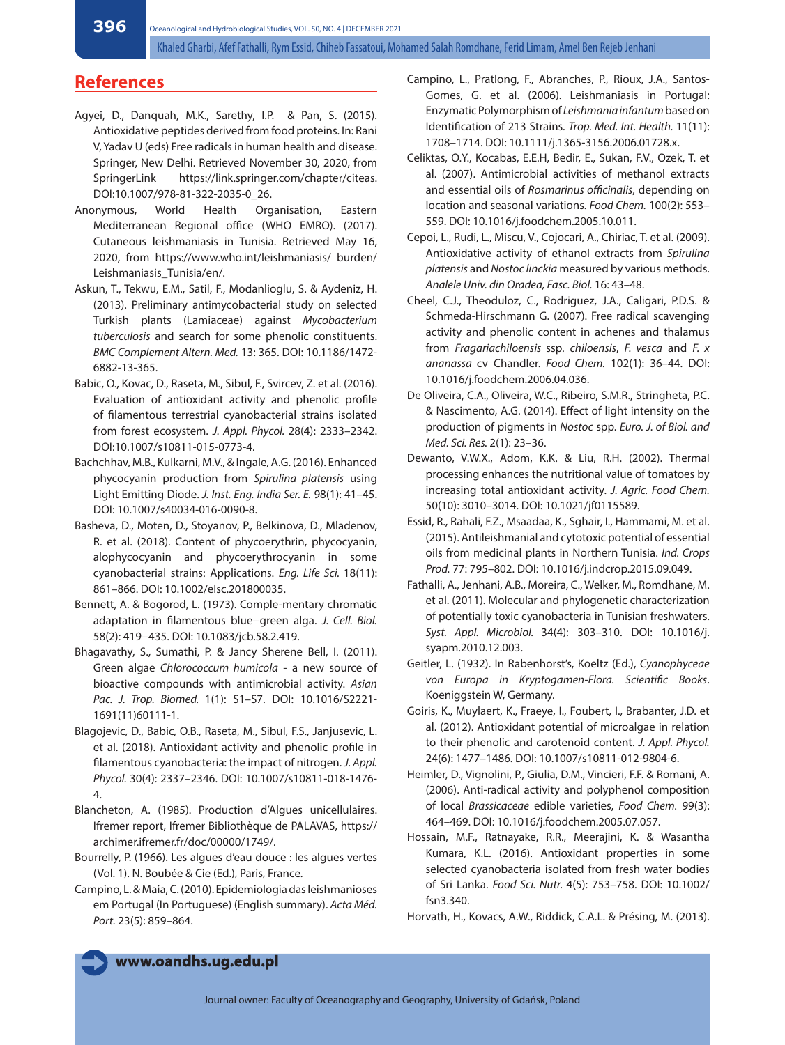## References

Agyei, D., Danquah, M.K., Sarethy, I.P. & Pan, S. (2015). Antioxidative peptides derived from food proteins. In: Rani V, Yadav U (eds) Free radicals in human health and disease. Springer, New Delhi. Retrieved November 30, 2020, from SpringerLink https://link.springer.com/chapter/citeas. DOI:10.1007/978-81-322-2035-0_26.

Anonymous, World Health Organisation, Eastern Mediterranean Regional office (WHO EMRO). (2017). Cutaneous leishmaniasis in Tunisia. Retrieved May 16, 2020, from https://www.who.int/leishmaniasis/ burden/ Leishmaniasis_Tunisia/en/.

Askun, T., Tekwu, E.M., Satil, F., Modanlioglu, S. & Aydeniz, H. (2013). Preliminary antimycobacterial study on selected Turkish plants (Lamiaceae) against *Mycobacterium tuberculosis* and search for some phenolic constituents. *BMC Complement Altern. Med.* 13: 365. DOI: 10.1186/1472-6882-13-365.

Babic, O., Kovac, D., Raseta, M., Sibul, F., Svircev, Z. et al. (2016). Evaluation of antioxidant activity and phenolic profile of filamentous terrestrial cyanobacterial strains isolated from forest ecosystem. *J. Appl. Phycol.* 28(4): 2333–2342. DOI:10.1007/s10811-015-0773-4.

Bachchhav, M.B., Kulkarni, M.V., & Ingale, A.G. (2016). Enhanced phycocyanin production from *Spirulina platensis* using Light Emitting Diode. *J. Inst. Eng. India Ser. E.* 98(1): 41–45. DOI: 10.1007/s40034-016-0090-8.

Basheva, D., Moten, D., Stoyanov, P., Belkinova, D., Mladenov, R. et al. (2018). Content of phycoerythrin, phycocyanin, alophycocyanin and phycoerythrocyanin in some cyanobacterial strains: Applications. *Eng. Life Sci.* 18(11): 861–866. DOI: 10.1002/elsc.201800035.

Bennett, A. & Bogorod, L. (1973). Comple-mentary chromatic adaptation in filamentous blue–green alga. *J. Cell. Biol.* 58(2): 419–435. DOI: 10.1083/jcb.58.2.419.

Bhagavathy, S., Sumathi, P. & Jancy Sherene Bell, I. (2011). Green algae *Chlorococcum humicola* - a new source of bioactive compounds with antimicrobial activity. *Asian Pac. J. Trop. Biomed.* 1(1): S1–S7. DOI: 10.1016/S2221-1691(11)60111-1.

Blagojevic, D., Babic, O.B., Raseta, M., Sibul, F.S., Janjusevic, L. et al. (2018). Antioxidant activity and phenolic profile in filamentous cyanobacteria: the impact of nitrogen. *J. Appl. Phycol.* 30(4): 2337–2346. DOI: 10.1007/s10811-018-1476-4.

Blancheton, A. (1985). Production d'Algues unicellulaires. Ifremer report, Ifremer Bibliothèque de PALAVAS, https://archimer.ifremer.fr/doc/00000/1749/.

Bourrelly, P. (1966). Les algues d'eau douce : les algues vertes (Vol. 1). N. Boubée & Cie (Ed.), Paris, France.

Campino, L. & Maia, C. (2010). Epidemiologia das leishmanioses em Portugal (In Portuguese) (English summary). *Acta Méd. Port.* 23(5): 859–864.

Campino, L., Pratlong, F., Abranches, P., Rioux, J.A., Santos-Gomes, G. et al. (2006). Leishmaniasis in Portugal: Enzymatic Polymorphism of *Leishmania infantum* based on Identification of 213 Strains. *Trop. Med. Int. Health.* 11(11): 1708–1714. DOI: 10.1111/j.1365-3156.2006.01728.x.

Celiktas, O.Y., Kocabas, E.E.H, Bedir, E., Sukan, F.V., Ozek, T. et al. (2007). Antimicrobial activities of methanol extracts and essential oils of *Rosmarinus officinalis*, depending on location and seasonal variations. *Food Chem.* 100(2): 553–559. DOI: 10.1016/j.foodchem.2005.10.011.

Cepoi, L., Rudi, L., Miscu, V., Cojocari, A., Chiriac, T. et al. (2009). Antioxidative activity of ethanol extracts from *Spirulina platensis* and *Nostoc linckia* measured by various methods. *Analele Univ. din Oradea, Fasc. Biol.* 16: 43–48.

Cheel, C.J., Theoduloz, C., Rodriguez, J.A., Caligari, P.D.S. & Schmeda-Hirschmann G. (2007). Free radical scavenging activity and phenolic content in achenes and thalamus from *Fragariachiloensis* ssp. *chiloensis*, *F. vesca* and *F. x ananassa* cv Chandler. *Food Chem.* 102(1): 36–44. DOI: 10.1016/j.foodchem.2006.04.036.

De Oliveira, C.A., Oliveira, W.C., Ribeiro, S.M.R., Stringheta, P.C. & Nascimento, A.G. (2014). Effect of light intensity on the production of pigments in *Nostoc* spp. *Euro. J. of Biol. and Med. Sci. Res.* 2(1): 23–36.

Dewanto, V.W.X., Adom, K.K. & Liu, R.H. (2002). Thermal processing enhances the nutritional value of tomatoes by increasing total antioxidant activity. *J. Agric. Food Chem.* 50(10): 3010–3014. DOI: 10.1021/jf0115589.

Essid, R., Rahali, F.Z., Msaadaa, K., Sghair, I., Hammami, M. et al. (2015). Antileishmanial and cytotoxic potential of essential oils from medicinal plants in Northern Tunisia. *Ind. Crops Prod.* 77: 795–802. DOI: 10.1016/j.indcrop.2015.09.049.

Fathalli, A., Jenhani, A.B., Moreira, C., Welker, M., Romdhane, M. et al. (2011). Molecular and phylogenetic characterization of potentially toxic cyanobacteria in Tunisian freshwaters. *Syst. Appl. Microbiol.* 34(4): 303–310. DOI: 10.1016/j.syapm.2010.12.003.

Geitler, L. (1932). In Rabenhorst's, Koeltz (Ed.), *Cyanophyceae von Europa in Kryptogamen-Flora. Scientific Books*. Koeniggstein W, Germany.

Goiris, K., Muylaert, K., Fraeye, I., Foubert, I., Brabanter, J.D. et al. (2012). Antioxidant potential of microalgae in relation to their phenolic and carotenoid content. *J. Appl. Phycol.* 24(6): 1477–1486. DOI: 10.1007/s10811-012-9804-6.

Heimler, D., Vignolini, P., Giulia, D.M., Vincieri, F.F. & Romani, A. (2006). Anti-radical activity and polyphenol composition of local *Brassicaceae* edible varieties, *Food Chem.* 99(3): 464–469. DOI: 10.1016/j.foodchem.2005.07.057.

Hossain, M.F., Ratnayake, R.R., Meerajini, K. & Wasantha Kumara, K.L. (2016). Antioxidant properties in some selected cyanobacteria isolated from fresh water bodies of Sri Lanka. *Food Sci. Nutr.* 4(5): 753–758. DOI: 10.1002/fsn3.340.

Horvath, H., Kovacs, A.W., Riddick, C.A.L. & Présing, M. (2013).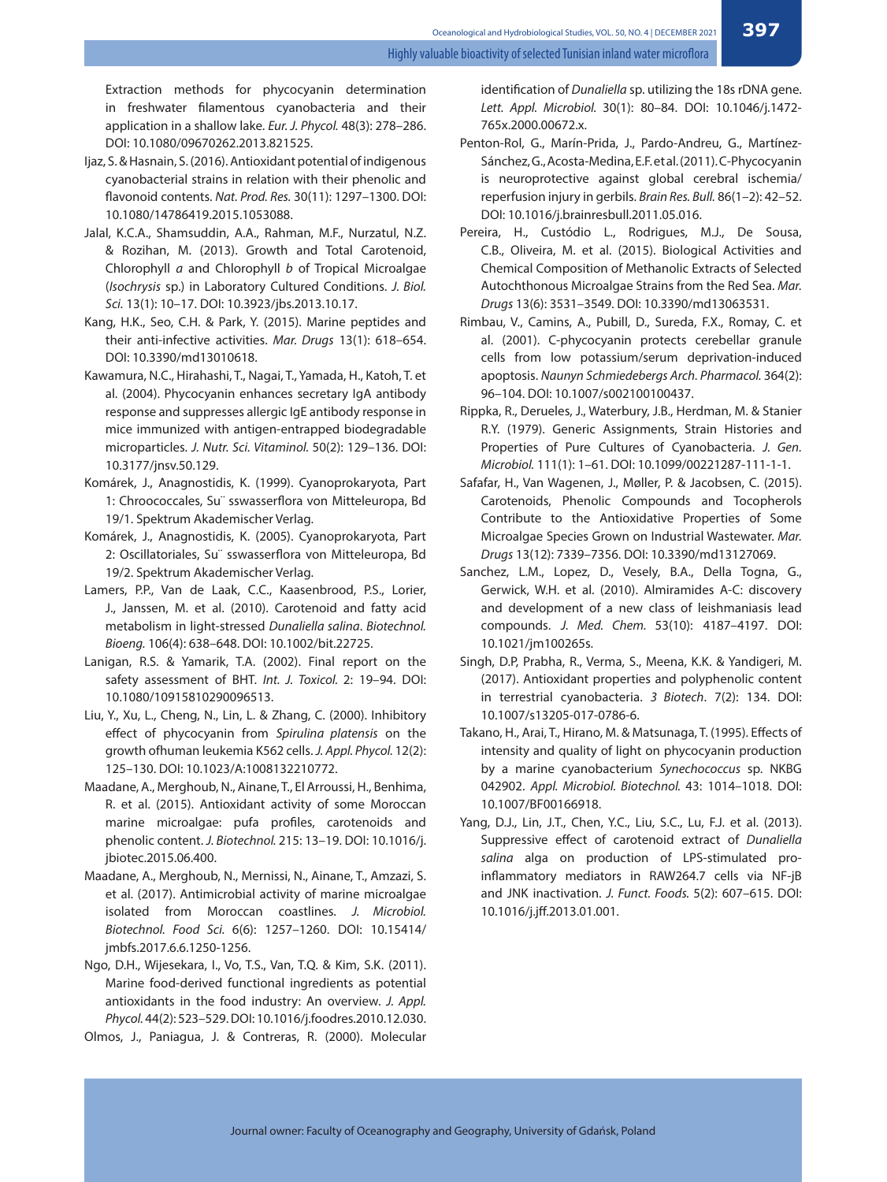Extraction methods for phycocyanin determination in freshwater filamentous cyanobacteria and their application in a shallow lake. *Eur. J. Phycol.* 48(3): 278–286. DOI: 10.1080/09670262.2013.821525.

Ijaz, S. & Hasnain, S. (2016). Antioxidant potential of indigenous cyanobacterial strains in relation with their phenolic and flavonoid contents. *Nat. Prod. Res.* 30(11): 1297–1300. DOI: 10.1080/14786419.2015.1053088.

Jalal, K.C.A., Shamsuddin, A.A., Rahman, M.F., Nurzatul, N.Z. & Rozihan, M. (2013). Growth and Total Carotenoid, Chlorophyll *a* and Chlorophyll *b* of Tropical Microalgae (*Isochrysis* sp.) in Laboratory Cultured Conditions. *J. Biol. Sci.* 13(1): 10–17. DOI: 10.3923/jbs.2013.10.17.

Kang, H.K., Seo, C.H. & Park, Y. (2015). Marine peptides and their anti-infective activities. *Mar. Drugs* 13(1): 618–654. DOI: 10.3390/md13010618.

Kawamura, N.C., Hirahashi, T., Nagai, T., Yamada, H., Katoh, T. et al. (2004). Phycocyanin enhances secretary IgA antibody response and suppresses allergic IgE antibody response in mice immunized with antigen-entrapped biodegradable microparticles. *J. Nutr. Sci. Vitaminol.* 50(2): 129–136. DOI: 10.3177/jnsv.50.129.

Komárek, J., Anagnostidis, K. (1999). Cyanoprokaryota, Part 1: Chroococcales, Su¨ sswasserflora von Mitteleuropa, Bd 19/1. Spektrum Akademischer Verlag.

Komárek, J., Anagnostidis, K. (2005). Cyanoprokaryota, Part 2: Oscillatoriales, Su¨ sswasserflora von Mitteleuropa, Bd 19/2. Spektrum Akademischer Verlag.

Lamers, P.P., Van de Laak, C.C., Kaasenbrood, P.S., Lorier, J., Janssen, M. et al. (2010). Carotenoid and fatty acid metabolism in light-stressed *Dunaliella salina*. *Biotechnol. Bioeng.* 106(4): 638–648. DOI: 10.1002/bit.22725.

Lanigan, R.S. & Yamarik, T.A. (2002). Final report on the safety assessment of BHT. *Int. J. Toxicol.* 2: 19–94. DOI: 10.1080/10915810290096513.

Liu, Y., Xu, L., Cheng, N., Lin, L. & Zhang, C. (2000). Inhibitory effect of phycocyanin from *Spirulina platensis* on the growth ofhuman leukemia K562 cells. *J. Appl. Phycol.* 12(2): 125–130. DOI: 10.1023/A:1008132210772.

Maadane, A., Merghoub, N., Ainane, T., El Arroussi, H., Benhima, R. et al. (2015). Antioxidant activity of some Moroccan marine microalgae: pufa profiles, carotenoids and phenolic content. *J. Biotechnol.* 215: 13–19. DOI: 10.1016/j.jbiotec.2015.06.400.

Maadane, A., Merghoub, N., Mernissi, N., Ainane, T., Amzazi, S. et al. (2017). Antimicrobial activity of marine microalgae isolated from Moroccan coastlines. *J. Microbiol. Biotechnol. Food Sci.* 6(6): 1257–1260. DOI: 10.15414/jmbfs.2017.6.6.1250-1256.

Ngo, D.H., Wijesekara, I., Vo, T.S., Van, T.Q. & Kim, S.K. (2011). Marine food-derived functional ingredients as potential antioxidants in the food industry: An overview. *J. Appl. Phycol.* 44(2): 523–529. DOI: 10.1016/j.foodres.2010.12.030.

Olmos, J., Paniagua, J. & Contreras, R. (2000). Molecular identification of *Dunaliella* sp. utilizing the 18s rDNA gene. *Lett. Appl. Microbiol.* 30(1): 80–84. DOI: 10.1046/j.1472-765x.2000.00672.x.

Penton-Rol, G., Marín-Prida, J., Pardo-Andreu, G., Martínez-Sánchez, G., Acosta-Medina, E.F. et al. (2011). C-Phycocyanin is neuroprotective against global cerebral ischemia/reperfusion injury in gerbils. *Brain Res. Bull.* 86(1–2): 42–52. DOI: 10.1016/j.brainresbull.2011.05.016.

Pereira, H., Custódio L., Rodrigues, M.J., De Sousa, C.B., Oliveira, M. et al. (2015). Biological Activities and Chemical Composition of Methanolic Extracts of Selected Autochthonous Microalgae Strains from the Red Sea. *Mar. Drugs* 13(6): 3531–3549. DOI: 10.3390/md13063531.

Rimbau, V., Camins, A., Pubill, D., Sureda, F.X., Romay, C. et al. (2001). C-phycocyanin protects cerebellar granule cells from low potassium/serum deprivation-induced apoptosis. *Naunyn Schmiedebergs Arch. Pharmacol.* 364(2): 96–104. DOI: 10.1007/s002100100437.

Rippka, R., Derueles, J., Waterbury, J.B., Herdman, M. & Stanier R.Y. (1979). Generic Assignments, Strain Histories and Properties of Pure Cultures of Cyanobacteria. *J. Gen. Microbiol.* 111(1): 1–61. DOI: 10.1099/00221287-111-1-1.

Safafar, H., Van Wagenen, J., Møller, P. & Jacobsen, C. (2015). Carotenoids, Phenolic Compounds and Tocopherols Contribute to the Antioxidative Properties of Some Microalgae Species Grown on Industrial Wastewater. *Mar. Drugs* 13(12): 7339–7356. DOI: 10.3390/md13127069.

Sanchez, L.M., Lopez, D., Vesely, B.A., Della Togna, G., Gerwick, W.H. et al. (2010). Almiramides A-C: discovery and development of a new class of leishmaniasis lead compounds. *J. Med. Chem.* 53(10): 4187–4197. DOI: 10.1021/jm100265s.

Singh, D.P, Prabha, R., Verma, S., Meena, K.K. & Yandigeri, M. (2017). Antioxidant properties and polyphenolic content in terrestrial cyanobacteria. *3 Biotech*. 7(2): 134. DOI: 10.1007/s13205-017-0786-6.

Takano, H., Arai, T., Hirano, M. & Matsunaga, T. (1995). Effects of intensity and quality of light on phycocyanin production by a marine cyanobacterium *Synechococcus* sp. NKBG 042902. *Appl. Microbiol. Biotechnol.* 43: 1014–1018. DOI: 10.1007/BF00166918.

Yang, D.J., Lin, J.T., Chen, Y.C., Liu, S.C., Lu, F.J. et al. (2013). Suppressive effect of carotenoid extract of *Dunaliella salina* alga on production of LPS-stimulated pro-inflammatory mediators in RAW264.7 cells via NF-jB and JNK inactivation. *J. Funct. Foods.* 5(2): 607–615. DOI: 10.1016/j.jff.2013.01.001.